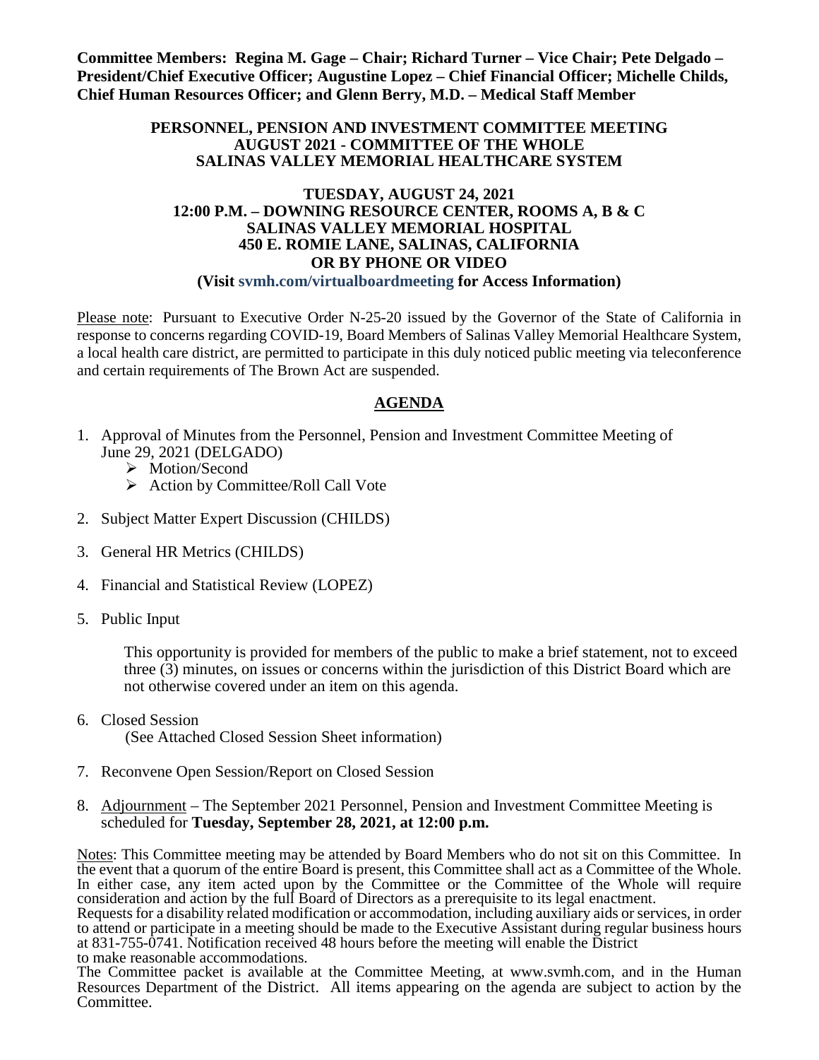**Committee Members: Regina M. Gage – Chair; Richard Turner – Vice Chair; Pete Delgado – President/Chief Executive Officer; Augustine Lopez – Chief Financial Officer; Michelle Childs, Chief Human Resources Officer; and Glenn Berry, M.D. – Medical Staff Member**

**PERSONNEL, PENSION AND INVESTMENT COMMITTEE MEETING**
**AUGUST 2021 - COMMITTEE OF THE WHOLE**
**SALINAS VALLEY MEMORIAL HEALTHCARE SYSTEM**

**TUESDAY, AUGUST 24, 2021**
**12:00 P.M. – DOWNING RESOURCE CENTER, ROOMS A, B & C**
**SALINAS VALLEY MEMORIAL HOSPITAL**
**450 E. ROMIE LANE, SALINAS, CALIFORNIA**
**OR BY PHONE OR VIDEO**
**(Visit svmh.com/virtualboardmeeting for Access Information)**

Please note: Pursuant to Executive Order N-25-20 issued by the Governor of the State of California in response to concerns regarding COVID-19, Board Members of Salinas Valley Memorial Healthcare System, a local health care district, are permitted to participate in this duly noticed public meeting via teleconference and certain requirements of The Brown Act are suspended.

## AGENDA

1. Approval of Minutes from the Personnel, Pension and Investment Committee Meeting of June 29, 2021 (DELGADO)
   - Motion/Second
   - Action by Committee/Roll Call Vote

2. Subject Matter Expert Discussion (CHILDS)

3. General HR Metrics (CHILDS)

4. Financial and Statistical Review (LOPEZ)

5. Public Input

   This opportunity is provided for members of the public to make a brief statement, not to exceed three (3) minutes, on issues or concerns within the jurisdiction of this District Board which are not otherwise covered under an item on this agenda.

6. Closed Session
   (See Attached Closed Session Sheet information)

7. Reconvene Open Session/Report on Closed Session

8. Adjournment – The September 2021 Personnel, Pension and Investment Committee Meeting is scheduled for **Tuesday, September 28, 2021, at 12:00 p.m.**

Notes: This Committee meeting may be attended by Board Members who do not sit on this Committee. In the event that a quorum of the entire Board is present, this Committee shall act as a Committee of the Whole. In either case, any item acted upon by the Committee or the Committee of the Whole will require consideration and action by the full Board of Directors as a prerequisite to its legal enactment.
Requests for a disability related modification or accommodation, including auxiliary aids or services, in order to attend or participate in a meeting should be made to the Executive Assistant during regular business hours at 831-755-0741. Notification received 48 hours before the meeting will enable the District to make reasonable accommodations.
The Committee packet is available at the Committee Meeting, at www.svmh.com, and in the Human Resources Department of the District. All items appearing on the agenda are subject to action by the Committee.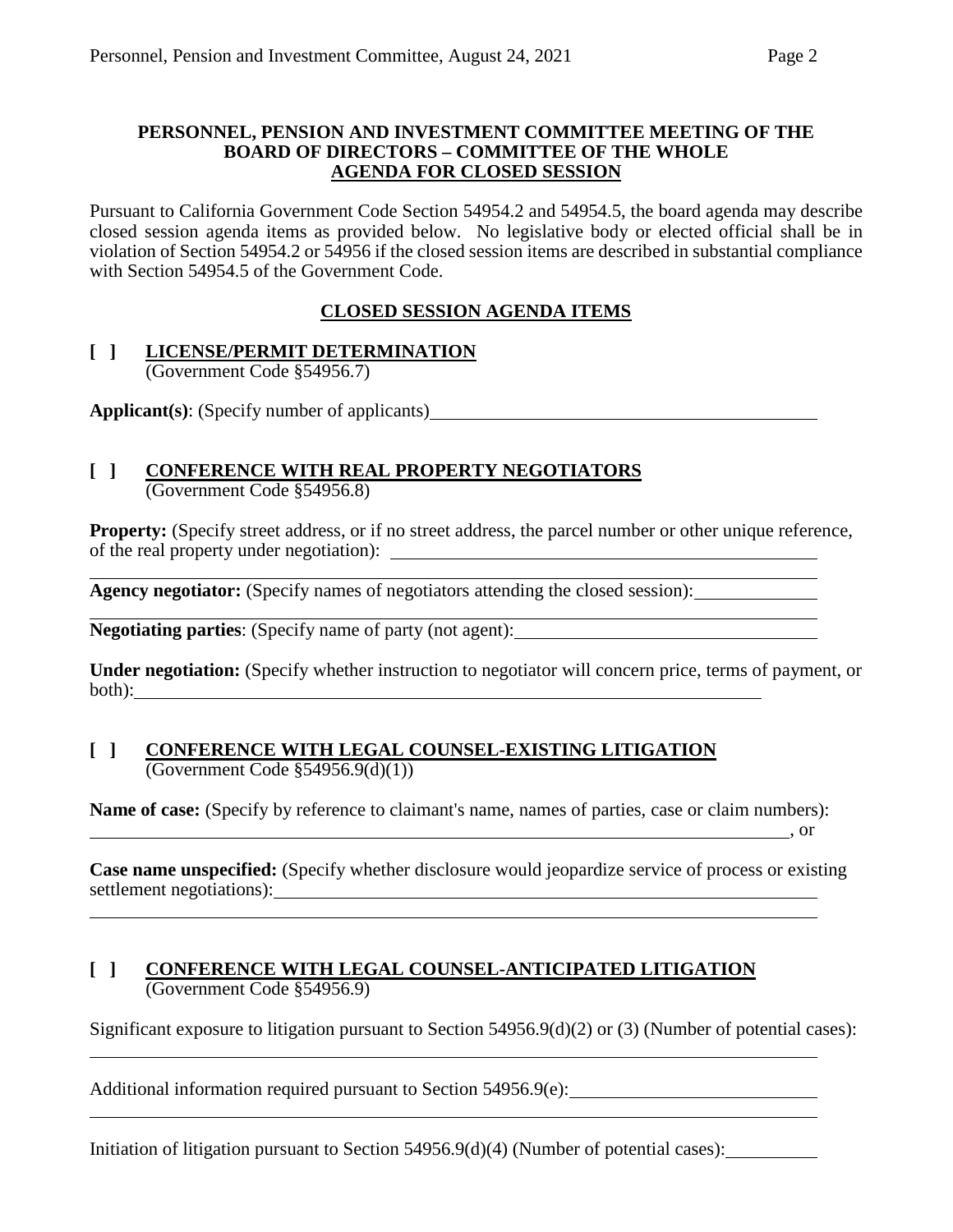**PERSONNEL, PENSION AND INVESTMENT COMMITTEE MEETING OF THE BOARD OF DIRECTORS – COMMITTEE OF THE WHOLE**
**AGENDA FOR CLOSED SESSION**

Pursuant to California Government Code Section 54954.2 and 54954.5, the board agenda may describe closed session agenda items as provided below. No legislative body or elected official shall be in violation of Section 54954.2 or 54956 if the closed session items are described in substantial compliance with Section 54954.5 of the Government Code.

**CLOSED SESSION AGENDA ITEMS**

**[ ] LICENSE/PERMIT DETERMINATION**
(Government Code §54956.7)

**Applicant(s)**: (Specify number of applicants) ______________________

**[ ] CONFERENCE WITH REAL PROPERTY NEGOTIATORS**
(Government Code §54956.8)

**Property:** (Specify street address, or if no street address, the parcel number or other unique reference, of the real property under negotiation): ______________________

**Agency negotiator:** (Specify names of negotiators attending the closed session): ______________________

**Negotiating parties**: (Specify name of party (not agent): ______________________

**Under negotiation:** (Specify whether instruction to negotiator will concern price, terms of payment, or both): ______________________

**[ ] CONFERENCE WITH LEGAL COUNSEL-EXISTING LITIGATION**
(Government Code §54956.9(d)(1))

**Name of case:** (Specify by reference to claimant's name, names of parties, case or claim numbers): ______________________, or

**Case name unspecified:** (Specify whether disclosure would jeopardize service of process or existing settlement negotiations): ______________________

**[ ] CONFERENCE WITH LEGAL COUNSEL-ANTICIPATED LITIGATION**
(Government Code §54956.9)

Significant exposure to litigation pursuant to Section 54956.9(d)(2) or (3) (Number of potential cases): ______________________

Additional information required pursuant to Section 54956.9(e): ______________________

Initiation of litigation pursuant to Section 54956.9(d)(4) (Number of potential cases): __________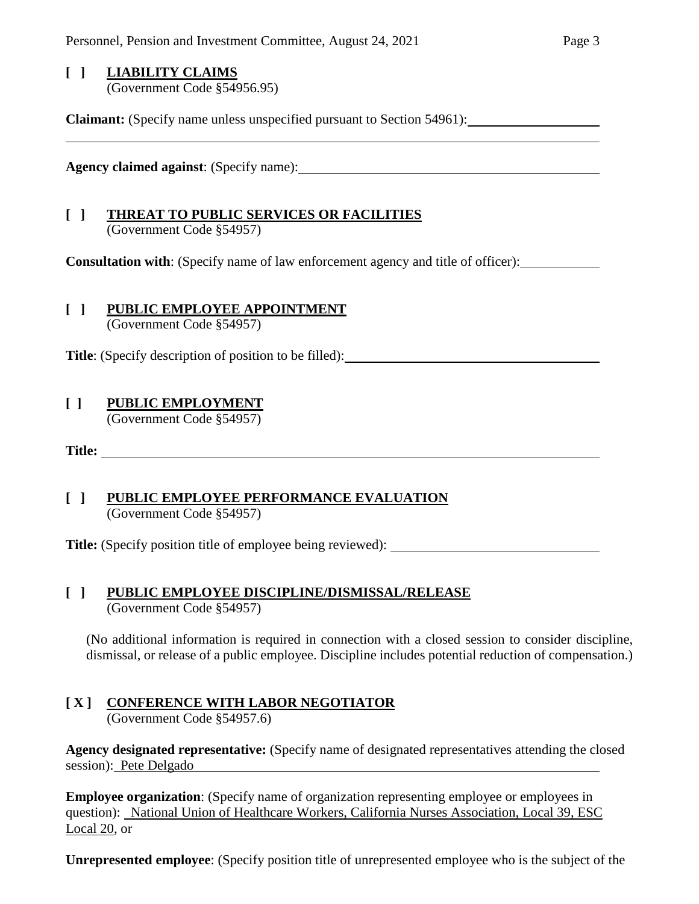**[ ] LIABILITY CLAIMS**
(Government Code §54956.95)

**Claimant:** (Specify name unless unspecified pursuant to Section 54961):

**Agency claimed against**: (Specify name):

**[ ] THREAT TO PUBLIC SERVICES OR FACILITIES**
(Government Code §54957)

**Consultation with**: (Specify name of law enforcement agency and title of officer):

**[ ] PUBLIC EMPLOYEE APPOINTMENT**
(Government Code §54957)

**Title**: (Specify description of position to be filled):

**[ ] PUBLIC EMPLOYMENT**
(Government Code §54957)

**Title:**

**[ ] PUBLIC EMPLOYEE PERFORMANCE EVALUATION**
(Government Code §54957)

**Title:** (Specify position title of employee being reviewed):

**[ ] PUBLIC EMPLOYEE DISCIPLINE/DISMISSAL/RELEASE**
(Government Code §54957)

(No additional information is required in connection with a closed session to consider discipline, dismissal, or release of a public employee. Discipline includes potential reduction of compensation.)

**[ X ] CONFERENCE WITH LABOR NEGOTIATOR**
(Government Code §54957.6)

**Agency designated representative:** (Specify name of designated representatives attending the closed session): Pete Delgado

**Employee organization**: (Specify name of organization representing employee or employees in question): National Union of Healthcare Workers, California Nurses Association, Local 39, ESC Local 20, or

**Unrepresented employee**: (Specify position title of unrepresented employee who is the subject of the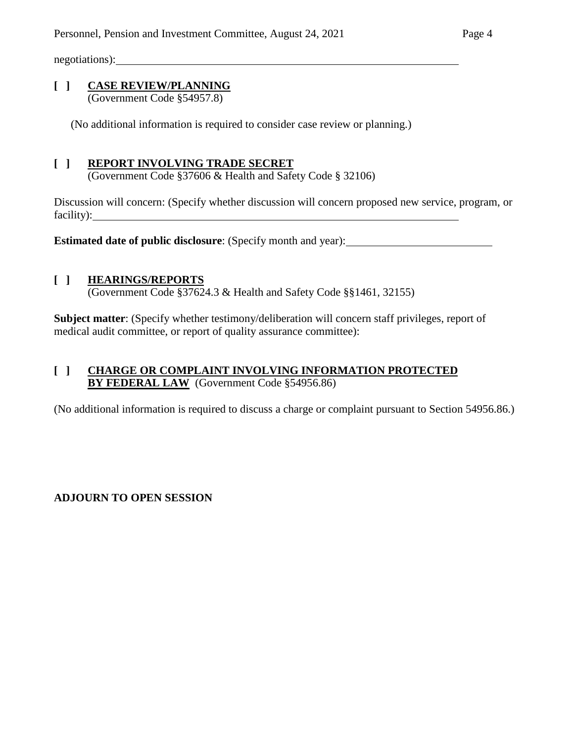negotiations): \_\_\_\_\_\_\_\_\_\_\_\_\_\_\_\_\_\_\_\_\_\_\_\_\_\_\_\_\_\_\_\_\_\_\_\_\_\_\_\_\_\_\_\_\_\_\_\_\_\_\_\_\_\_\_\_\_\_\_\_

**[ ] CASE REVIEW/PLANNING**
(Government Code §54957.8)

(No additional information is required to consider case review or planning.)

**[ ] REPORT INVOLVING TRADE SECRET**
(Government Code §37606 & Health and Safety Code § 32106)

Discussion will concern: (Specify whether discussion will concern proposed new service, program, or facility): \_\_\_\_\_\_\_\_\_\_\_\_\_\_\_\_\_\_\_\_\_\_\_\_\_\_\_\_\_\_\_\_\_\_\_\_\_\_\_\_\_\_\_\_\_\_\_\_\_\_\_\_\_\_\_\_\_\_\_\_

**Estimated date of public disclosure**: (Specify month and year): \_\_\_\_\_\_\_\_\_\_\_\_\_\_\_\_\_\_\_\_\_\_\_\_

**[ ] HEARINGS/REPORTS**
(Government Code §37624.3 & Health and Safety Code §§1461, 32155)

**Subject matter**: (Specify whether testimony/deliberation will concern staff privileges, report of medical audit committee, or report of quality assurance committee):

**[ ] CHARGE OR COMPLAINT INVOLVING INFORMATION PROTECTED BY FEDERAL LAW** (Government Code §54956.86)

(No additional information is required to discuss a charge or complaint pursuant to Section 54956.86.)

**ADJOURN TO OPEN SESSION**